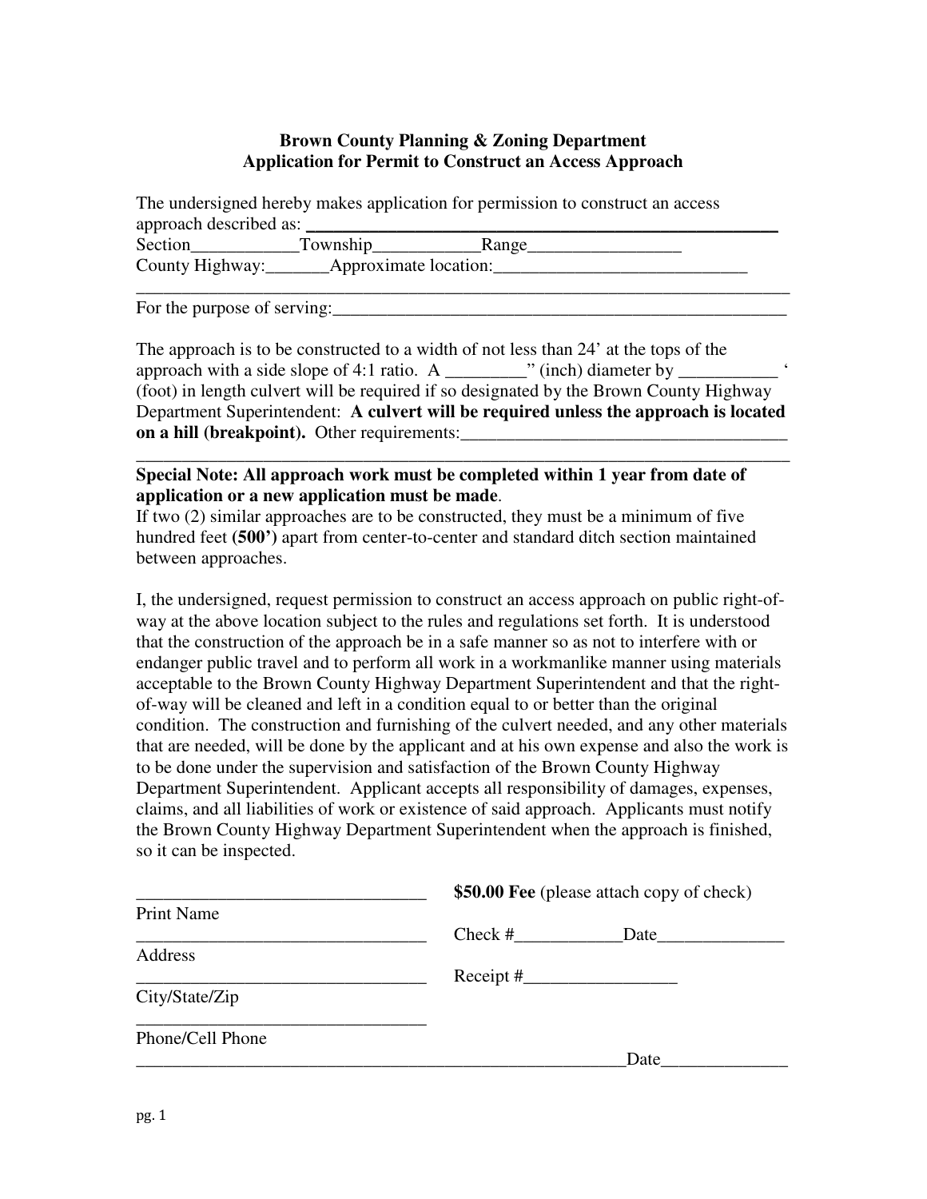**Brown County Planning & Zoning Department**
**Application for Permit to Construct an Access Approach**

The undersigned hereby makes application for permission to construct an access approach described as: ______________________________________________

Section____________Township____________Range_________________

County Highway:_______Approximate location:____________________________

_______________________________________________________________________

For the purpose of serving:_____________________________________________

The approach is to be constructed to a width of not less than 24' at the tops of the approach with a side slope of 4:1 ratio. A _________" (inch) diameter by ___________ ' (foot) in length culvert will be required if so designated by the Brown County Highway Department Superintendent: **A culvert will be required unless the approach is located on a hill (breakpoint).** Other requirements:____________________________________

_______________________________________________________________________

**Special Note: All approach work must be completed within 1 year from date of application or a new application must be made**.

If two (2) similar approaches are to be constructed, they must be a minimum of five hundred feet **(500')** apart from center-to-center and standard ditch section maintained between approaches.

I, the undersigned, request permission to construct an access approach on public right-of-way at the above location subject to the rules and regulations set forth. It is understood that the construction of the approach be in a safe manner so as not to interfere with or endanger public travel and to perform all work in a workmanlike manner using materials acceptable to the Brown County Highway Department Superintendent and that the right-of-way will be cleaned and left in a condition equal to or better than the original condition. The construction and furnishing of the culvert needed, and any other materials that are needed, will be done by the applicant and at his own expense and also the work is to be done under the supervision and satisfaction of the Brown County Highway Department Superintendent. Applicant accepts all responsibility of damages, expenses, claims, and all liabilities of work or existence of said approach. Applicants must notify the Brown County Highway Department Superintendent when the approach is finished, so it can be inspected.

________________________________
Print Name

________________________________
Address

________________________________
City/State/Zip

________________________________
Phone/Cell Phone

**$50.00 Fee** (please attach copy of check)

Check #____________Date______________

Receipt #_________________

_________________________________________________________Date______________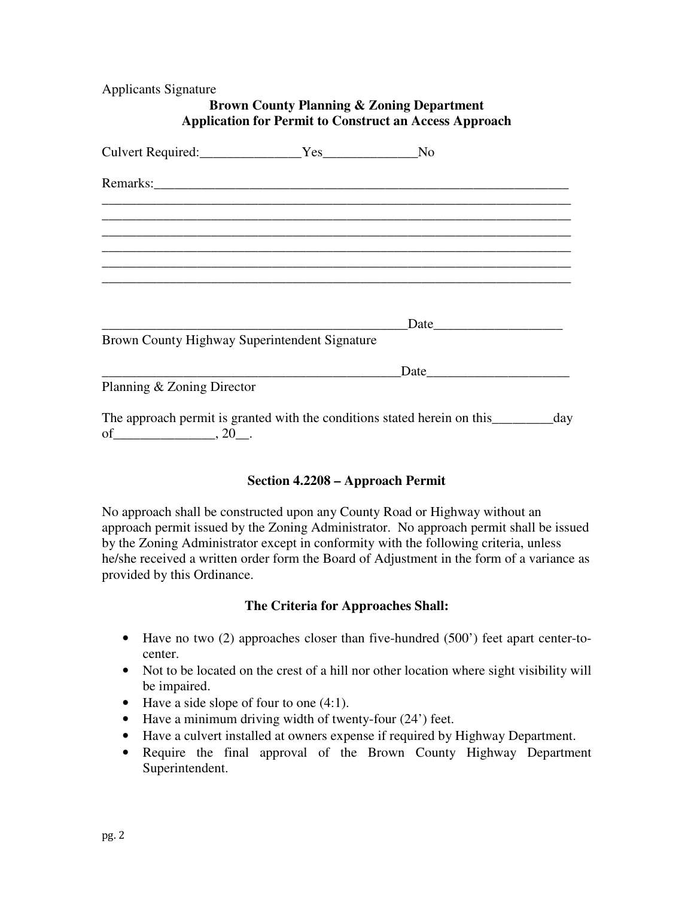Applicants Signature

**Brown County Planning & Zoning Department**
**Application for Permit to Construct an Access Approach**

Culvert Required:_______________Yes______________No

Remarks:_______________________________________________________________
______________________________________________________________________
______________________________________________________________________
______________________________________________________________________
______________________________________________________________________
______________________________________________________________________
______________________________________________________________________

_______________________________________________Date___________________
Brown County Highway Superintendent Signature

______________________________________________Date_____________________
Planning & Zoning Director

The approach permit is granted with the conditions stated herein on this_________day of_______________, 20__.

### Section 4.2208 – Approach Permit

No approach shall be constructed upon any County Road or Highway without an approach permit issued by the Zoning Administrator. No approach permit shall be issued by the Zoning Administrator except in conformity with the following criteria, unless he/she received a written order form the Board of Adjustment in the form of a variance as provided by this Ordinance.

### The Criteria for Approaches Shall:

- Have no two (2) approaches closer than five-hundred (500') feet apart center-to-center.
- Not to be located on the crest of a hill nor other location where sight visibility will be impaired.
- Have a side slope of four to one (4:1).
- Have a minimum driving width of twenty-four (24') feet.
- Have a culvert installed at owners expense if required by Highway Department.
- Require the final approval of the Brown County Highway Department Superintendent.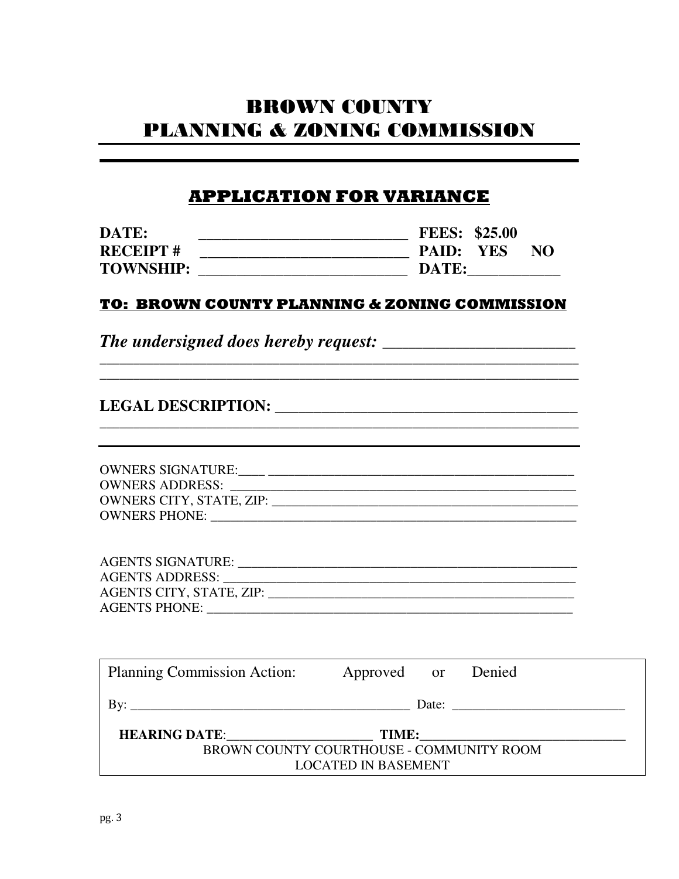# BROWN COUNTY
# PLANNING & ZONING COMMISSION

## APPLICATION FOR VARIANCE

**DATE:** ___________________________ **FEES: $25.00**
**RECEIPT #** ___________________________ **PAID: YES NO**
**TOWNSHIP:** ___________________________ **DATE:**____________

**TO: BROWN COUNTY PLANNING & ZONING COMMISSION**

***The undersigned does hereby request:*** ________________________
_________________________________________________________________
_________________________________________________________________

**LEGAL DESCRIPTION:** ______________________________________
_________________________________________________________________
_________________________________________________________________

OWNERS SIGNATURE:____ ______________________________________________
OWNERS ADDRESS: ____________________________________________________
OWNERS CITY, STATE, ZIP: ____________________________________________
OWNERS PHONE: ______________________________________________________

AGENTS SIGNATURE: __________________________________________________
AGENTS ADDRESS: ____________________________________________________
AGENTS CITY, STATE, ZIP: ____________________________________________
AGENTS PHONE: ______________________________________________________

Planning Commission Action: Approved or Denied

By: ____________________________________________ Date: __________________________

**HEARING DATE**:______________________ **TIME:**_______________________________

BROWN COUNTY COURTHOUSE - COMMUNITY ROOM
LOCATED IN BASEMENT